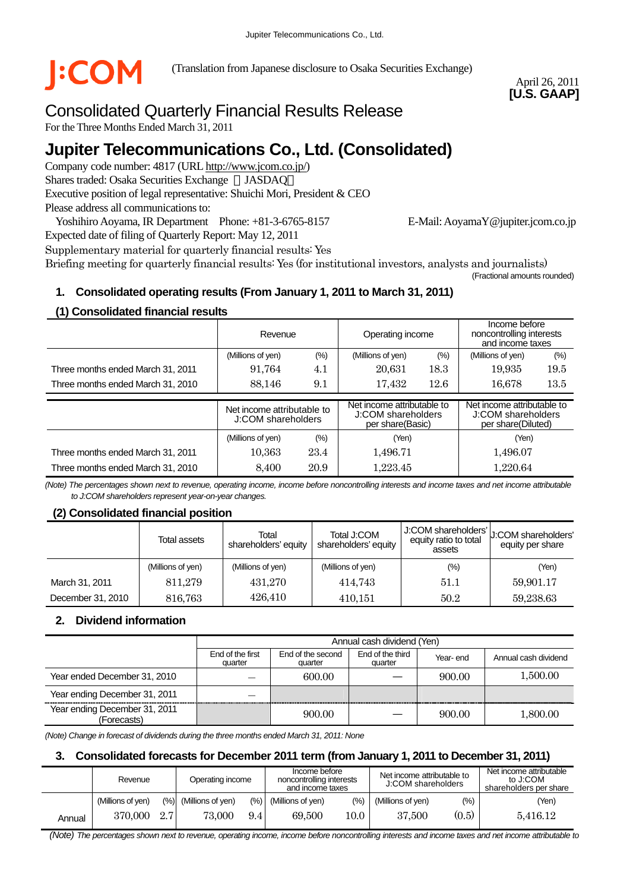J:COM (Translation from Japanese disclosure to Osaka Securities Exchange)

April 26, 2011
**[U.S. GAAP]**

# Consolidated Quarterly Financial Results Release

For the Three Months Ended March 31, 2011

# Jupiter Telecommunications Co., Ltd. (Consolidated)

Company code number: 4817 (URL http://www.jcom.co.jp/)
Shares traded: Osaka Securities Exchange （JASDAQ）
Executive position of legal representative: Shuichi Mori, President & CEO
Please address all communications to:
Yoshihiro Aoyama, IR Department Phone: +81-3-6765-8157 E-Mail: AoyamaY@jupiter.jcom.co.jp
Expected date of filing of Quarterly Report: May 12, 2011
Supplementary material for quarterly financial results: Yes
Briefing meeting for quarterly financial results: Yes (for institutional investors, analysts and journalists)

(Fractional amounts rounded)

## 1. Consolidated operating results (From January 1, 2011 to March 31, 2011)

### (1) Consolidated financial results

| | Revenue | | Operating income | | Income before noncontrolling interests and income taxes | |
|---|---|---|---|---|---|---|
| | (Millions of yen) | (%) | (Millions of yen) | (%) | (Millions of yen) | (%) |
| Three months ended March 31, 2011 | 91,764 | 4.1 | 20,631 | 18.3 | 19,935 | 19.5 |
| Three months ended March 31, 2010 | 88,146 | 9.1 | 17,432 | 12.6 | 16,678 | 13.5 |

| | Net income attributable to J:COM shareholders | | Net income attributable to J:COM shareholders per share(Basic) | Net income attributable to J:COM shareholders per share(Diluted) |
|---|---|---|---|---|
| | (Millions of yen) | (%) | (Yen) | (Yen) |
| Three months ended March 31, 2011 | 10,363 | 23.4 | 1,496.71 | 1,496.07 |
| Three months ended March 31, 2010 | 8,400 | 20.9 | 1,223.45 | 1,220.64 |

*(Note) The percentages shown next to revenue, operating income, income before noncontrolling interests and income taxes and net income attributable to J:COM shareholders represent year-on-year changes.*

### (2) Consolidated financial position

| | Total assets | Total shareholders' equity | Total J:COM shareholders' equity | J:COM shareholders' equity ratio to total assets | J:COM shareholders' equity per share |
|---|---|---|---|---|---|
| | (Millions of yen) | (Millions of yen) | (Millions of yen) | (%) | (Yen) |
| March 31, 2011 | 811,279 | 431,270 | 414,743 | 51.1 | 59,901.17 |
| December 31, 2010 | 816,763 | 426,410 | 410,151 | 50.2 | 59,238.63 |

## 2. Dividend information

| | Annual cash dividend (Yen) | | | | |
|---|---|---|---|---|---|
| | End of the first quarter | End of the second quarter | End of the third quarter | Year- end | Annual cash dividend |
| Year ended December 31, 2010 | — | 600.00 | — | 900.00 | 1,500.00 |
| Year ending December 31, 2011 | — | | | | |
| Year ending December 31, 2011 (Forecasts) | | 900.00 | — | 900.00 | 1,800.00 |

*(Note) Change in forecast of dividends during the three months ended March 31, 2011: None*

## 3. Consolidated forecasts for December 2011 term (from January 1, 2011 to December 31, 2011)

| | Revenue | | Operating income | | Income before noncontrolling interests and income taxes | | Net income attributable to J:COM shareholders | | Net income attributable to J:COM shareholders per share |
|---|---|---|---|---|---|---|---|---|---|
| | (Millions of yen) | (%) | (Millions of yen) | (%) | (Millions of yen) | (%) | (Millions of yen) | (%) | (Yen) |
| Annual | 370,000 | 2.7 | 73,000 | 9.4 | 69,500 | 10.0 | 37,500 | (0.5) | 5,416.12 |

*(Note) The percentages shown next to revenue, operating income, income before noncontrolling interests and income taxes and net income attributable to*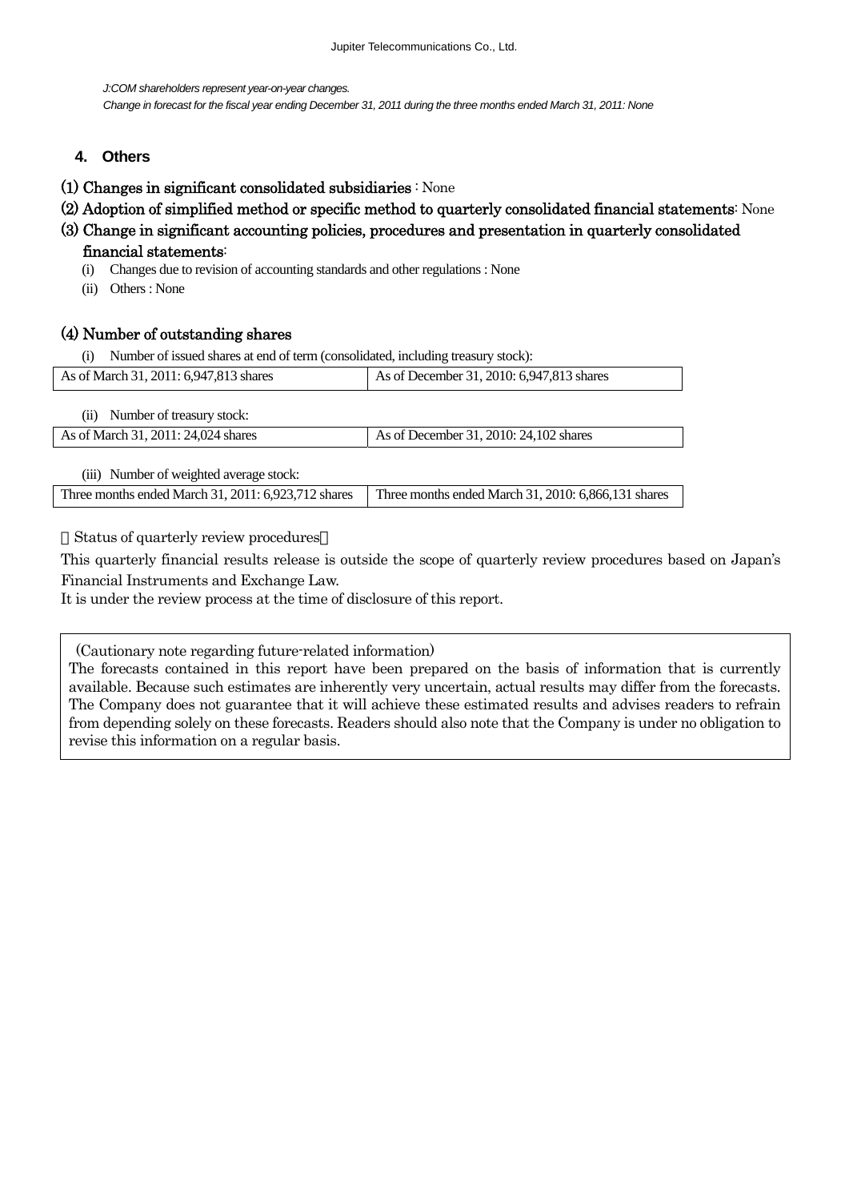*J:COM shareholders represent year-on-year changes.*
*Change in forecast for the fiscal year ending December 31, 2011 during the three months ended March 31, 2011: None*

## 4. Others

**(1) Changes in significant consolidated subsidiaries** : None

**(2) Adoption of simplified method or specific method to quarterly consolidated financial statements**: None

**(3) Change in significant accounting policies, procedures and presentation in quarterly consolidated financial statements**:

(i) Changes due to revision of accounting standards and other regulations : None

(ii) Others : None

**(4) Number of outstanding shares**

(i) Number of issued shares at end of term (consolidated, including treasury stock):

| As of March 31, 2011: 6,947,813 shares | As of December 31, 2010: 6,947,813 shares |
|---|---|

(ii) Number of treasury stock:

| As of March 31, 2011: 24,024 shares | As of December 31, 2010: 24,102 shares |
|---|---|

(iii) Number of weighted average stock:

| Three months ended March 31, 2011: 6,923,712 shares | Three months ended March 31, 2010: 6,866,131 shares |
|---|---|

【Status of quarterly review procedures】

This quarterly financial results release is outside the scope of quarterly review procedures based on Japan's Financial Instruments and Exchange Law.
It is under the review process at the time of disclosure of this report.

(Cautionary note regarding future-related information)
The forecasts contained in this report have been prepared on the basis of information that is currently available. Because such estimates are inherently very uncertain, actual results may differ from the forecasts. The Company does not guarantee that it will achieve these estimated results and advises readers to refrain from depending solely on these forecasts. Readers should also note that the Company is under no obligation to revise this information on a regular basis.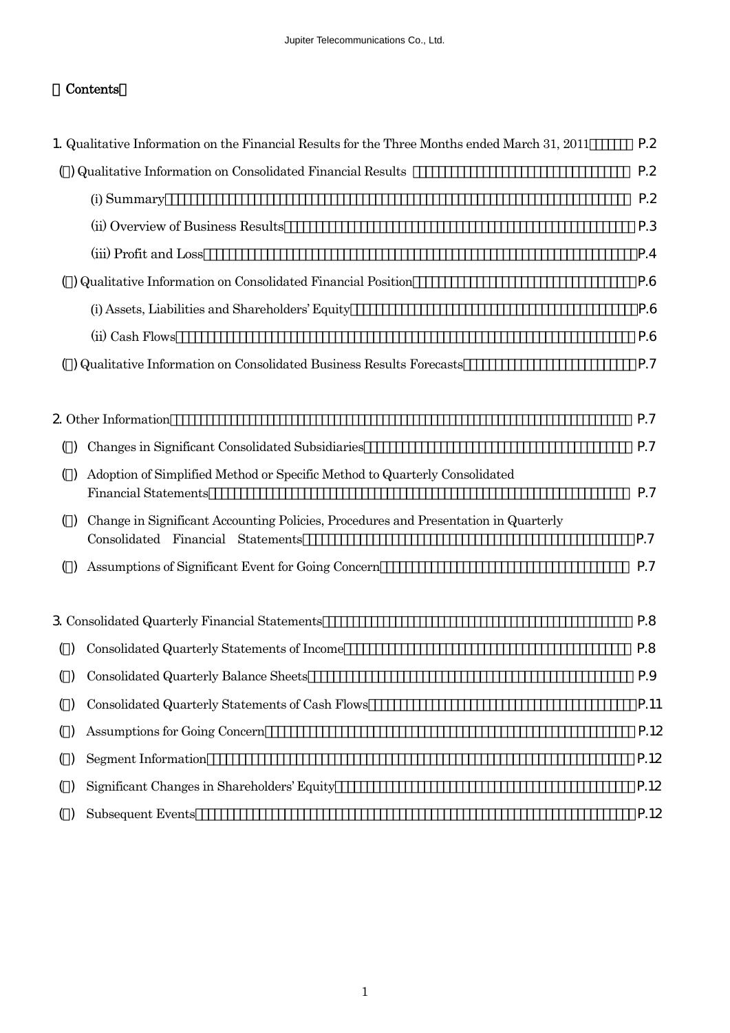# Contents

1. Qualitative Information on the Financial Results for the Three Months ended March 31, 2011 ...... P.2

 (1) Qualitative Information on Consolidated Financial Results ...... P.2

  (i) Summary ...... P.2

  (ii) Overview of Business Results ...... P.3

  (iii) Profit and Loss ...... P.4

 (2) Qualitative Information on Consolidated Financial Position ...... P.6

  (i) Assets, Liabilities and Shareholders' Equity ...... P.6

  (ii) Cash Flows ...... P.6

 (3) Qualitative Information on Consolidated Business Results Forecasts ...... P.7

2. Other Information ...... P.7

 (1) Changes in Significant Consolidated Subsidiaries ...... P.7

 (2) Adoption of Simplified Method or Specific Method to Quarterly Consolidated Financial Statements ...... P.7

 (3) Change in Significant Accounting Policies, Procedures and Presentation in Quarterly Consolidated Financial Statements ...... P.7

 (4) Assumptions of Significant Event for Going Concern ...... P.7

3. Consolidated Quarterly Financial Statements ...... P.8

 (1) Consolidated Quarterly Statements of Income ...... P.8

 (2) Consolidated Quarterly Balance Sheets ...... P.9

 (3) Consolidated Quarterly Statements of Cash Flows ...... P.11

 (4) Assumptions for Going Concern ...... P.12

 (5) Segment Information ...... P.12

 (6) Significant Changes in Shareholders' Equity ...... P.12

 (7) Subsequent Events ...... P.12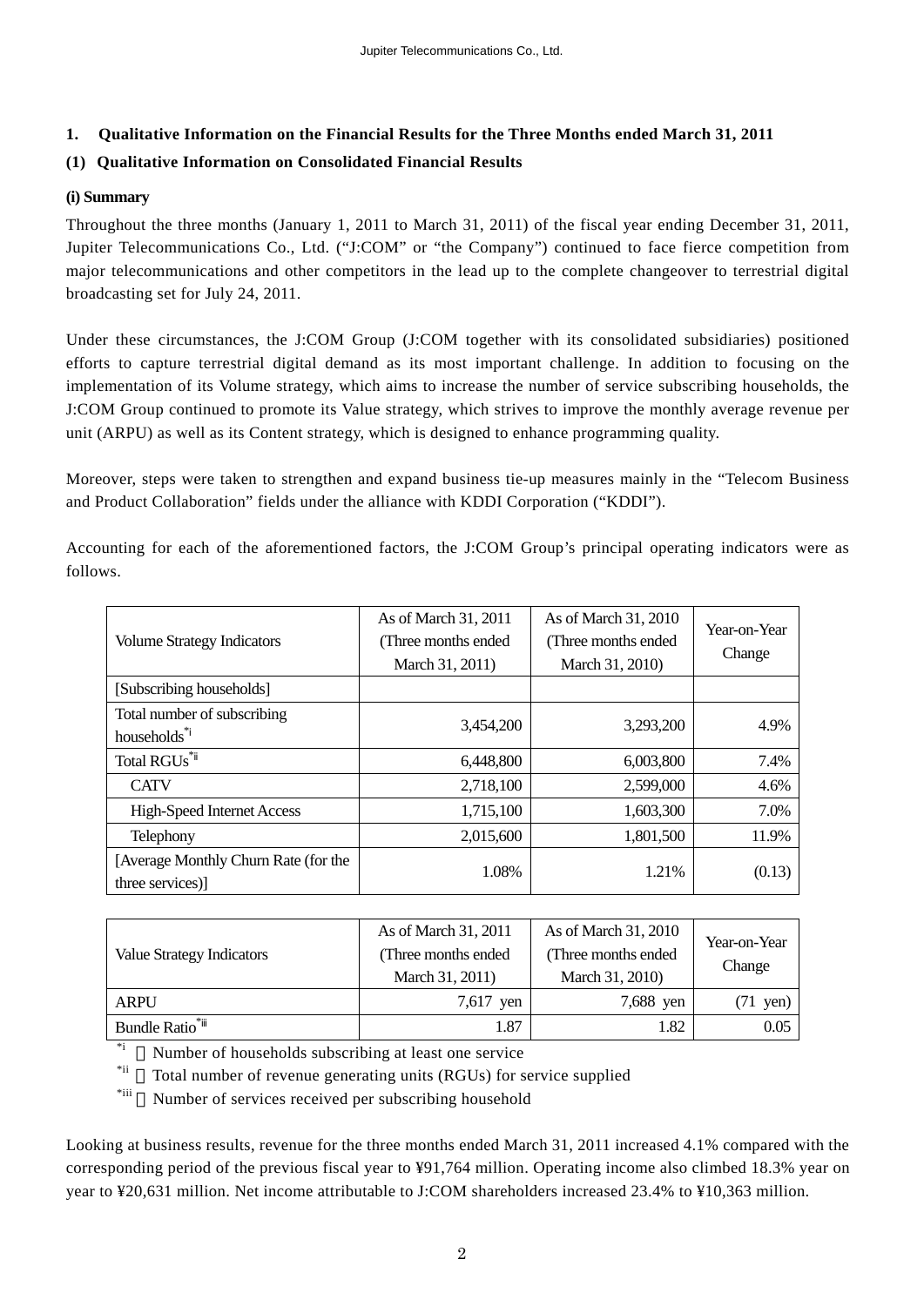## 1. Qualitative Information on the Financial Results for the Three Months ended March 31, 2011

### (1) Qualitative Information on Consolidated Financial Results

#### (i) Summary

Throughout the three months (January 1, 2011 to March 31, 2011) of the fiscal year ending December 31, 2011, Jupiter Telecommunications Co., Ltd. ("J:COM" or "the Company") continued to face fierce competition from major telecommunications and other competitors in the lead up to the complete changeover to terrestrial digital broadcasting set for July 24, 2011.

Under these circumstances, the J:COM Group (J:COM together with its consolidated subsidiaries) positioned efforts to capture terrestrial digital demand as its most important challenge. In addition to focusing on the implementation of its Volume strategy, which aims to increase the number of service subscribing households, the J:COM Group continued to promote its Value strategy, which strives to improve the monthly average revenue per unit (ARPU) as well as its Content strategy, which is designed to enhance programming quality.

Moreover, steps were taken to strengthen and expand business tie-up measures mainly in the "Telecom Business and Product Collaboration" fields under the alliance with KDDI Corporation ("KDDI").

Accounting for each of the aforementioned factors, the J:COM Group's principal operating indicators were as follows.

| Volume Strategy Indicators | As of March 31, 2011 (Three months ended March 31, 2011) | As of March 31, 2010 (Three months ended March 31, 2010) | Year-on-Year Change |
|---|---|---|---|
| [Subscribing households] | | | |
| Total number of subscribing households[*i] | 3,454,200 | 3,293,200 | 4.9% |
| Total RGUs[*ii] | 6,448,800 | 6,003,800 | 7.4% |
| CATV | 2,718,100 | 2,599,000 | 4.6% |
| High-Speed Internet Access | 1,715,100 | 1,603,300 | 7.0% |
| Telephony | 2,015,600 | 1,801,500 | 11.9% |
| [Average Monthly Churn Rate (for the three services)] | 1.08% | 1.21% | (0.13) |

| Value Strategy Indicators | As of March 31, 2011 (Three months ended March 31, 2011) | As of March 31, 2010 (Three months ended March 31, 2010) | Year-on-Year Change |
|---|---|---|---|
| ARPU | 7,617 yen | 7,688 yen | (71 yen) |
| Bundle Ratio[*iii] | 1.87 | 1.82 | 0.05 |

[*i] ：Number of households subscribing at least one service

[*ii] ：Total number of revenue generating units (RGUs) for service supplied

[*iii] ：Number of services received per subscribing household

Looking at business results, revenue for the three months ended March 31, 2011 increased 4.1% compared with the corresponding period of the previous fiscal year to ¥91,764 million. Operating income also climbed 18.3% year on year to ¥20,631 million. Net income attributable to J:COM shareholders increased 23.4% to ¥10,363 million.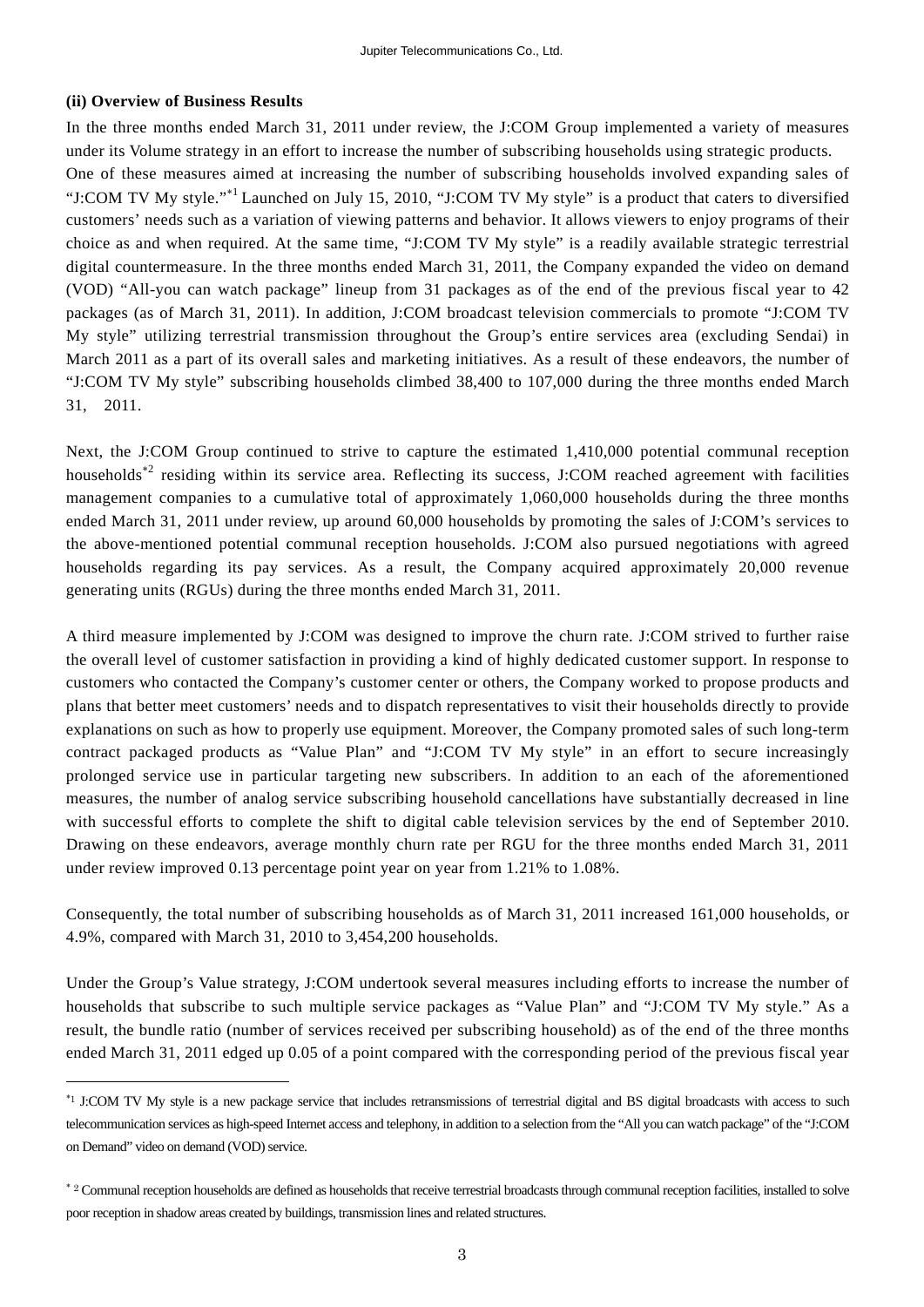**(ii) Overview of Business Results**

In the three months ended March 31, 2011 under review, the J:COM Group implemented a variety of measures under its Volume strategy in an effort to increase the number of subscribing households using strategic products.

One of these measures aimed at increasing the number of subscribing households involved expanding sales of "J:COM TV My style."[*1] Launched on July 15, 2010, "J:COM TV My style" is a product that caters to diversified customers' needs such as a variation of viewing patterns and behavior. It allows viewers to enjoy programs of their choice as and when required. At the same time, "J:COM TV My style" is a readily available strategic terrestrial digital countermeasure. In the three months ended March 31, 2011, the Company expanded the video on demand (VOD) "All-you can watch package" lineup from 31 packages as of the end of the previous fiscal year to 42 packages (as of March 31, 2011). In addition, J:COM broadcast television commercials to promote "J:COM TV My style" utilizing terrestrial transmission throughout the Group's entire services area (excluding Sendai) in March 2011 as a part of its overall sales and marketing initiatives. As a result of these endeavors, the number of "J:COM TV My style" subscribing households climbed 38,400 to 107,000 during the three months ended March 31, 2011.

Next, the J:COM Group continued to strive to capture the estimated 1,410,000 potential communal reception households[*2] residing within its service area. Reflecting its success, J:COM reached agreement with facilities management companies to a cumulative total of approximately 1,060,000 households during the three months ended March 31, 2011 under review, up around 60,000 households by promoting the sales of J:COM's services to the above-mentioned potential communal reception households. J:COM also pursued negotiations with agreed households regarding its pay services. As a result, the Company acquired approximately 20,000 revenue generating units (RGUs) during the three months ended March 31, 2011.

A third measure implemented by J:COM was designed to improve the churn rate. J:COM strived to further raise the overall level of customer satisfaction in providing a kind of highly dedicated customer support. In response to customers who contacted the Company's customer center or others, the Company worked to propose products and plans that better meet customers' needs and to dispatch representatives to visit their households directly to provide explanations on such as how to properly use equipment. Moreover, the Company promoted sales of such long-term contract packaged products as "Value Plan" and "J:COM TV My style" in an effort to secure increasingly prolonged service use in particular targeting new subscribers. In addition to an each of the aforementioned measures, the number of analog service subscribing household cancellations have substantially decreased in line with successful efforts to complete the shift to digital cable television services by the end of September 2010. Drawing on these endeavors, average monthly churn rate per RGU for the three months ended March 31, 2011 under review improved 0.13 percentage point year on year from 1.21% to 1.08%.

Consequently, the total number of subscribing households as of March 31, 2011 increased 161,000 households, or 4.9%, compared with March 31, 2010 to 3,454,200 households.

Under the Group's Value strategy, J:COM undertook several measures including efforts to increase the number of households that subscribe to such multiple service packages as "Value Plan" and "J:COM TV My style." As a result, the bundle ratio (number of services received per subscribing household) as of the end of the three months ended March 31, 2011 edged up 0.05 of a point compared with the corresponding period of the previous fiscal year

---

[*1] J:COM TV My style is a new package service that includes retransmissions of terrestrial digital and BS digital broadcasts with access to such telecommunication services as high-speed Internet access and telephony, in addition to a selection from the "All you can watch package" of the "J:COM on Demand" video on demand (VOD) service.

[*2] Communal reception households are defined as households that receive terrestrial broadcasts through communal reception facilities, installed to solve poor reception in shadow areas created by buildings, transmission lines and related structures.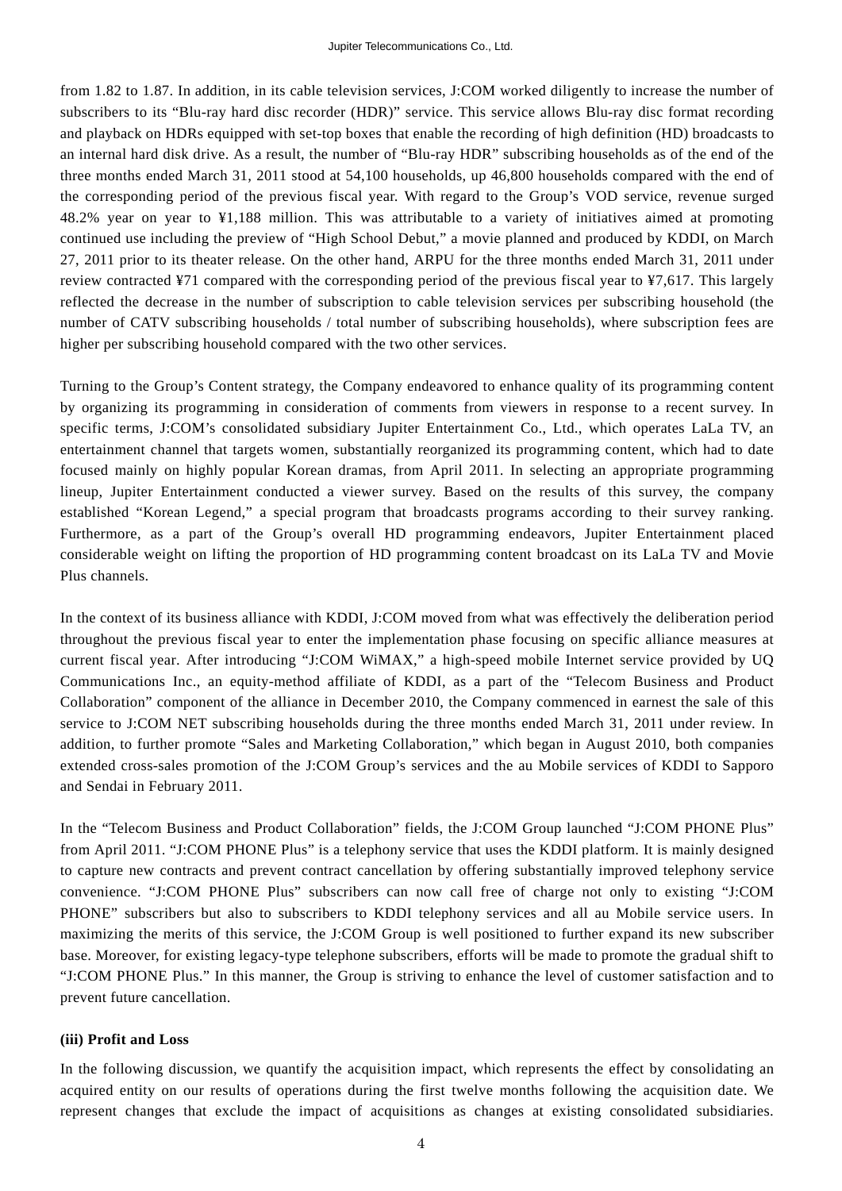from 1.82 to 1.87. In addition, in its cable television services, J:COM worked diligently to increase the number of subscribers to its "Blu-ray hard disc recorder (HDR)" service. This service allows Blu-ray disc format recording and playback on HDRs equipped with set-top boxes that enable the recording of high definition (HD) broadcasts to an internal hard disk drive. As a result, the number of "Blu-ray HDR" subscribing households as of the end of the three months ended March 31, 2011 stood at 54,100 households, up 46,800 households compared with the end of the corresponding period of the previous fiscal year. With regard to the Group's VOD service, revenue surged 48.2% year on year to ¥1,188 million. This was attributable to a variety of initiatives aimed at promoting continued use including the preview of "High School Debut," a movie planned and produced by KDDI, on March 27, 2011 prior to its theater release. On the other hand, ARPU for the three months ended March 31, 2011 under review contracted ¥71 compared with the corresponding period of the previous fiscal year to ¥7,617. This largely reflected the decrease in the number of subscription to cable television services per subscribing household (the number of CATV subscribing households / total number of subscribing households), where subscription fees are higher per subscribing household compared with the two other services.

Turning to the Group's Content strategy, the Company endeavored to enhance quality of its programming content by organizing its programming in consideration of comments from viewers in response to a recent survey. In specific terms, J:COM's consolidated subsidiary Jupiter Entertainment Co., Ltd., which operates LaLa TV, an entertainment channel that targets women, substantially reorganized its programming content, which had to date focused mainly on highly popular Korean dramas, from April 2011. In selecting an appropriate programming lineup, Jupiter Entertainment conducted a viewer survey. Based on the results of this survey, the company established "Korean Legend," a special program that broadcasts programs according to their survey ranking. Furthermore, as a part of the Group's overall HD programming endeavors, Jupiter Entertainment placed considerable weight on lifting the proportion of HD programming content broadcast on its LaLa TV and Movie Plus channels.

In the context of its business alliance with KDDI, J:COM moved from what was effectively the deliberation period throughout the previous fiscal year to enter the implementation phase focusing on specific alliance measures at current fiscal year. After introducing "J:COM WiMAX," a high-speed mobile Internet service provided by UQ Communications Inc., an equity-method affiliate of KDDI, as a part of the "Telecom Business and Product Collaboration" component of the alliance in December 2010, the Company commenced in earnest the sale of this service to J:COM NET subscribing households during the three months ended March 31, 2011 under review. In addition, to further promote "Sales and Marketing Collaboration," which began in August 2010, both companies extended cross-sales promotion of the J:COM Group's services and the au Mobile services of KDDI to Sapporo and Sendai in February 2011.

In the "Telecom Business and Product Collaboration" fields, the J:COM Group launched "J:COM PHONE Plus" from April 2011. "J:COM PHONE Plus" is a telephony service that uses the KDDI platform. It is mainly designed to capture new contracts and prevent contract cancellation by offering substantially improved telephony service convenience. "J:COM PHONE Plus" subscribers can now call free of charge not only to existing "J:COM PHONE" subscribers but also to subscribers to KDDI telephony services and all au Mobile service users. In maximizing the merits of this service, the J:COM Group is well positioned to further expand its new subscriber base. Moreover, for existing legacy-type telephone subscribers, efforts will be made to promote the gradual shift to "J:COM PHONE Plus." In this manner, the Group is striving to enhance the level of customer satisfaction and to prevent future cancellation.

**(iii) Profit and Loss**

In the following discussion, we quantify the acquisition impact, which represents the effect by consolidating an acquired entity on our results of operations during the first twelve months following the acquisition date. We represent changes that exclude the impact of acquisitions as changes at existing consolidated subsidiaries.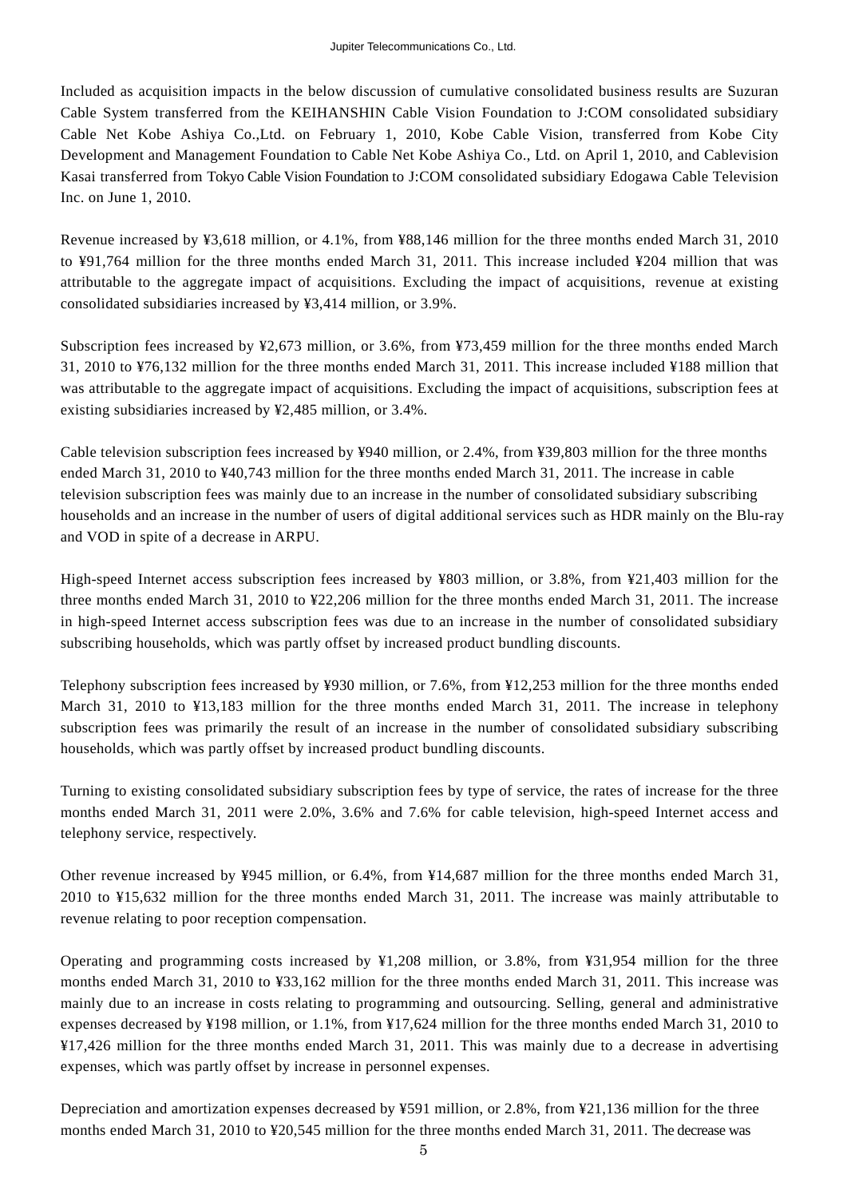Included as acquisition impacts in the below discussion of cumulative consolidated business results are Suzuran Cable System transferred from the KEIHANSHIN Cable Vision Foundation to J:COM consolidated subsidiary Cable Net Kobe Ashiya Co.,Ltd. on February 1, 2010, Kobe Cable Vision, transferred from Kobe City Development and Management Foundation to Cable Net Kobe Ashiya Co., Ltd. on April 1, 2010, and Cablevision Kasai transferred from Tokyo Cable Vision Foundation to J:COM consolidated subsidiary Edogawa Cable Television Inc. on June 1, 2010.

Revenue increased by ¥3,618 million, or 4.1%, from ¥88,146 million for the three months ended March 31, 2010 to ¥91,764 million for the three months ended March 31, 2011. This increase included ¥204 million that was attributable to the aggregate impact of acquisitions. Excluding the impact of acquisitions, revenue at existing consolidated subsidiaries increased by ¥3,414 million, or 3.9%.

Subscription fees increased by ¥2,673 million, or 3.6%, from ¥73,459 million for the three months ended March 31, 2010 to ¥76,132 million for the three months ended March 31, 2011. This increase included ¥188 million that was attributable to the aggregate impact of acquisitions. Excluding the impact of acquisitions, subscription fees at existing subsidiaries increased by ¥2,485 million, or 3.4%.

Cable television subscription fees increased by ¥940 million, or 2.4%, from ¥39,803 million for the three months ended March 31, 2010 to ¥40,743 million for the three months ended March 31, 2011. The increase in cable television subscription fees was mainly due to an increase in the number of consolidated subsidiary subscribing households and an increase in the number of users of digital additional services such as HDR mainly on the Blu-ray and VOD in spite of a decrease in ARPU.

High-speed Internet access subscription fees increased by ¥803 million, or 3.8%, from ¥21,403 million for the three months ended March 31, 2010 to ¥22,206 million for the three months ended March 31, 2011. The increase in high-speed Internet access subscription fees was due to an increase in the number of consolidated subsidiary subscribing households, which was partly offset by increased product bundling discounts.

Telephony subscription fees increased by ¥930 million, or 7.6%, from ¥12,253 million for the three months ended March 31, 2010 to ¥13,183 million for the three months ended March 31, 2011. The increase in telephony subscription fees was primarily the result of an increase in the number of consolidated subsidiary subscribing households, which was partly offset by increased product bundling discounts.

Turning to existing consolidated subsidiary subscription fees by type of service, the rates of increase for the three months ended March 31, 2011 were 2.0%, 3.6% and 7.6% for cable television, high-speed Internet access and telephony service, respectively.

Other revenue increased by ¥945 million, or 6.4%, from ¥14,687 million for the three months ended March 31, 2010 to ¥15,632 million for the three months ended March 31, 2011. The increase was mainly attributable to revenue relating to poor reception compensation.

Operating and programming costs increased by ¥1,208 million, or 3.8%, from ¥31,954 million for the three months ended March 31, 2010 to ¥33,162 million for the three months ended March 31, 2011. This increase was mainly due to an increase in costs relating to programming and outsourcing. Selling, general and administrative expenses decreased by ¥198 million, or 1.1%, from ¥17,624 million for the three months ended March 31, 2010 to ¥17,426 million for the three months ended March 31, 2011. This was mainly due to a decrease in advertising expenses, which was partly offset by increase in personnel expenses.

Depreciation and amortization expenses decreased by ¥591 million, or 2.8%, from ¥21,136 million for the three months ended March 31, 2010 to ¥20,545 million for the three months ended March 31, 2011. The decrease was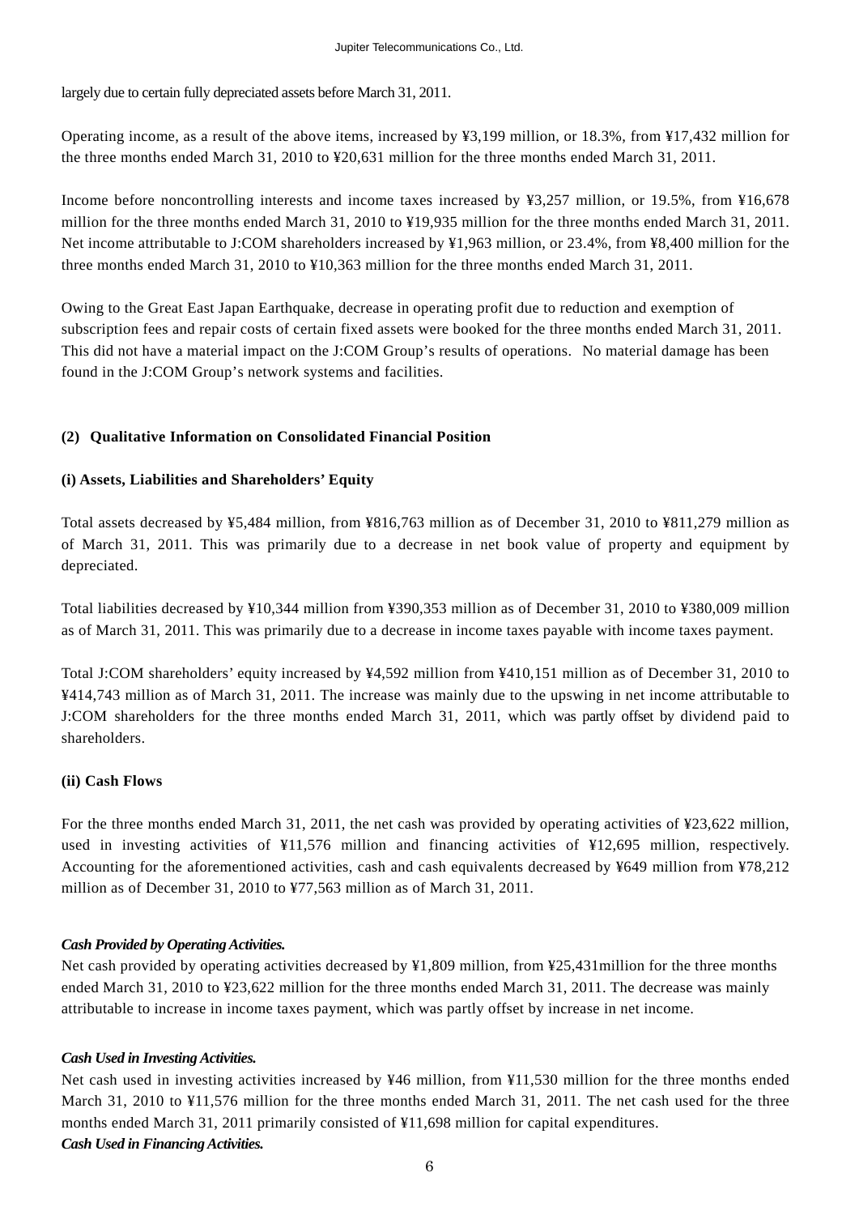largely due to certain fully depreciated assets before March 31, 2011.

Operating income, as a result of the above items, increased by ¥3,199 million, or 18.3%, from ¥17,432 million for the three months ended March 31, 2010 to ¥20,631 million for the three months ended March 31, 2011.

Income before noncontrolling interests and income taxes increased by ¥3,257 million, or 19.5%, from ¥16,678 million for the three months ended March 31, 2010 to ¥19,935 million for the three months ended March 31, 2011. Net income attributable to J:COM shareholders increased by ¥1,963 million, or 23.4%, from ¥8,400 million for the three months ended March 31, 2010 to ¥10,363 million for the three months ended March 31, 2011.

Owing to the Great East Japan Earthquake, decrease in operating profit due to reduction and exemption of subscription fees and repair costs of certain fixed assets were booked for the three months ended March 31, 2011. This did not have a material impact on the J:COM Group's results of operations. No material damage has been found in the J:COM Group's network systems and facilities.

### (2) Qualitative Information on Consolidated Financial Position

#### (i) Assets, Liabilities and Shareholders' Equity

Total assets decreased by ¥5,484 million, from ¥816,763 million as of December 31, 2010 to ¥811,279 million as of March 31, 2011. This was primarily due to a decrease in net book value of property and equipment by depreciated.

Total liabilities decreased by ¥10,344 million from ¥390,353 million as of December 31, 2010 to ¥380,009 million as of March 31, 2011. This was primarily due to a decrease in income taxes payable with income taxes payment.

Total J:COM shareholders' equity increased by ¥4,592 million from ¥410,151 million as of December 31, 2010 to ¥414,743 million as of March 31, 2011. The increase was mainly due to the upswing in net income attributable to J:COM shareholders for the three months ended March 31, 2011, which was partly offset by dividend paid to shareholders.

#### (ii) Cash Flows

For the three months ended March 31, 2011, the net cash was provided by operating activities of ¥23,622 million, used in investing activities of ¥11,576 million and financing activities of ¥12,695 million, respectively. Accounting for the aforementioned activities, cash and cash equivalents decreased by ¥649 million from ¥78,212 million as of December 31, 2010 to ¥77,563 million as of March 31, 2011.

***Cash Provided by Operating Activities.***

Net cash provided by operating activities decreased by ¥1,809 million, from ¥25,431million for the three months ended March 31, 2010 to ¥23,622 million for the three months ended March 31, 2011. The decrease was mainly attributable to increase in income taxes payment, which was partly offset by increase in net income.

***Cash Used in Investing Activities.***

Net cash used in investing activities increased by ¥46 million, from ¥11,530 million for the three months ended March 31, 2010 to ¥11,576 million for the three months ended March 31, 2011. The net cash used for the three months ended March 31, 2011 primarily consisted of ¥11,698 million for capital expenditures.

***Cash Used in Financing Activities.***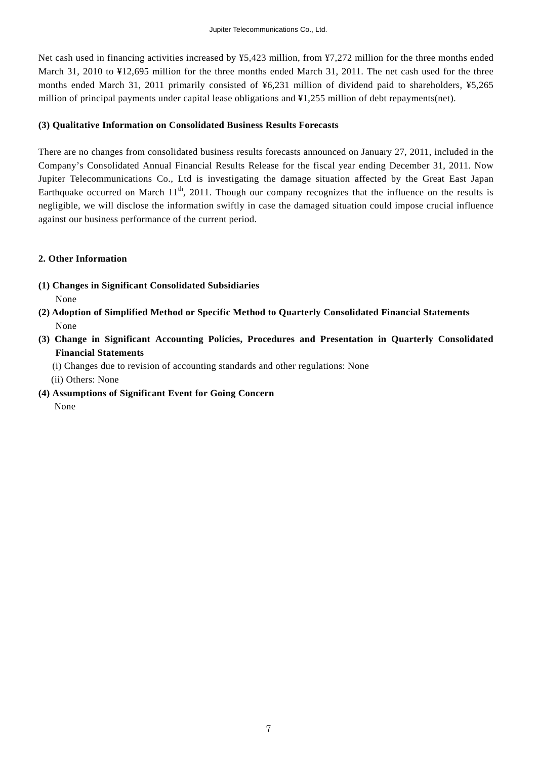Net cash used in financing activities increased by ¥5,423 million, from ¥7,272 million for the three months ended March 31, 2010 to ¥12,695 million for the three months ended March 31, 2011. The net cash used for the three months ended March 31, 2011 primarily consisted of ¥6,231 million of dividend paid to shareholders, ¥5,265 million of principal payments under capital lease obligations and ¥1,255 million of debt repayments(net).

### (3) Qualitative Information on Consolidated Business Results Forecasts

There are no changes from consolidated business results forecasts announced on January 27, 2011, included in the Company's Consolidated Annual Financial Results Release for the fiscal year ending December 31, 2011. Now Jupiter Telecommunications Co., Ltd is investigating the damage situation affected by the Great East Japan Earthquake occurred on March 11th, 2011. Though our company recognizes that the influence on the results is negligible, we will disclose the information swiftly in case the damaged situation could impose crucial influence against our business performance of the current period.

## 2. Other Information

**(1) Changes in Significant Consolidated Subsidiaries**

None

**(2) Adoption of Simplified Method or Specific Method to Quarterly Consolidated Financial Statements**

None

**(3) Change in Significant Accounting Policies, Procedures and Presentation in Quarterly Consolidated Financial Statements**

(i) Changes due to revision of accounting standards and other regulations: None

(ii) Others: None

**(4) Assumptions of Significant Event for Going Concern**

None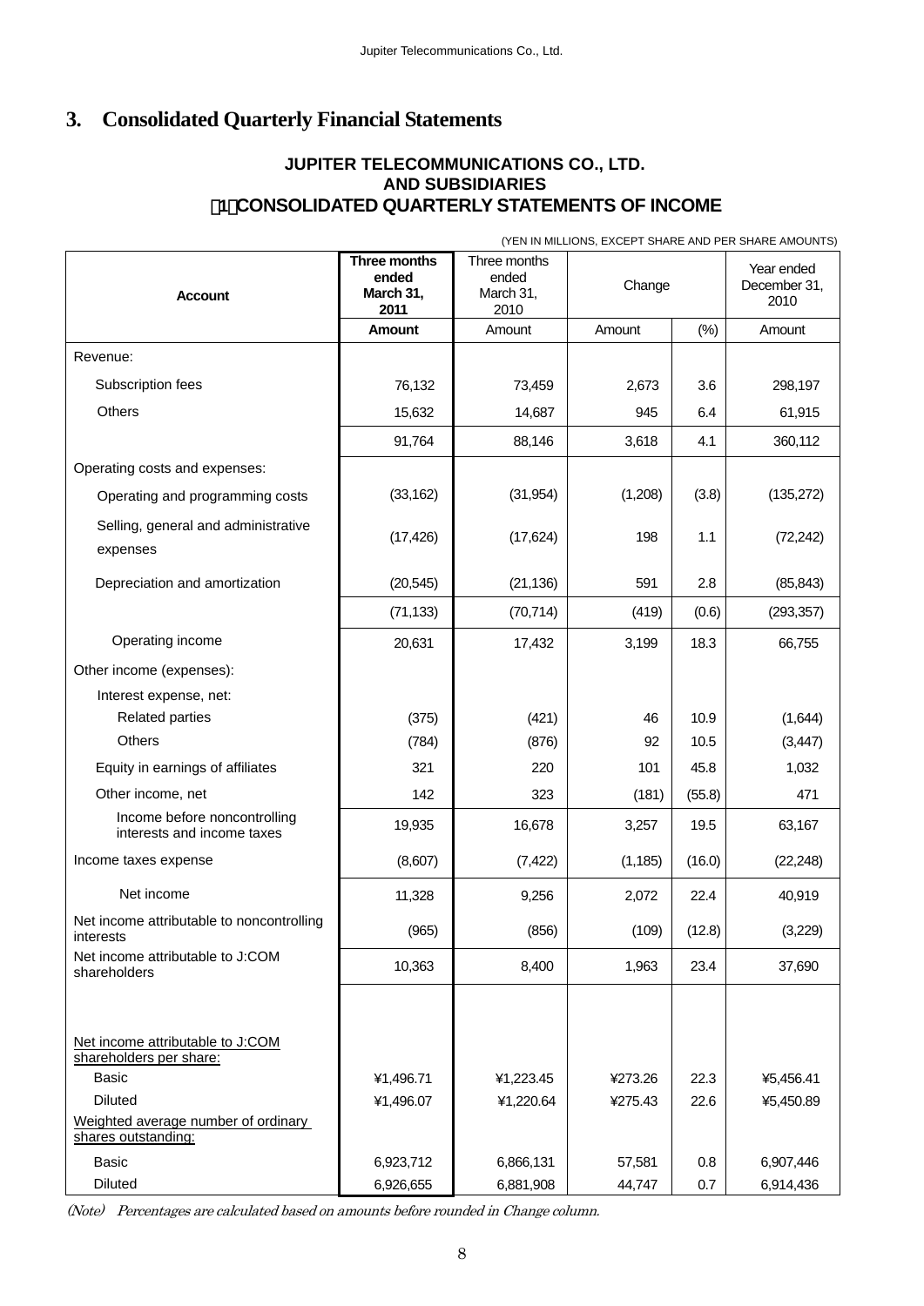## 3. Consolidated Quarterly Financial Statements

### JUPITER TELECOMMUNICATIONS CO., LTD. AND SUBSIDIARIES
### (1) CONSOLIDATED QUARTERLY STATEMENTS OF INCOME

(YEN IN MILLIONS, EXCEPT SHARE AND PER SHARE AMOUNTS)

| Account | **Three months ended March 31, 2011** | Three months ended March 31, 2010 | Change | | Year ended December 31, 2010 |
|---|---|---|---|---|---|
| | **Amount** | Amount | Amount | (%) | Amount |
| Revenue: | | | | | |
| Subscription fees | 76,132 | 73,459 | 2,673 | 3.6 | 298,197 |
| Others | 15,632 | 14,687 | 945 | 6.4 | 61,915 |
| | 91,764 | 88,146 | 3,618 | 4.1 | 360,112 |
| Operating costs and expenses: | | | | | |
| Operating and programming costs | (33,162) | (31,954) | (1,208) | (3.8) | (135,272) |
| Selling, general and administrative expenses | (17,426) | (17,624) | 198 | 1.1 | (72,242) |
| Depreciation and amortization | (20,545) | (21,136) | 591 | 2.8 | (85,843) |
| | (71,133) | (70,714) | (419) | (0.6) | (293,357) |
| Operating income | 20,631 | 17,432 | 3,199 | 18.3 | 66,755 |
| Other income (expenses): | | | | | |
| Interest expense, net: | | | | | |
| Related parties | (375) | (421) | 46 | 10.9 | (1,644) |
| Others | (784) | (876) | 92 | 10.5 | (3,447) |
| Equity in earnings of affiliates | 321 | 220 | 101 | 45.8 | 1,032 |
| Other income, net | 142 | 323 | (181) | (55.8) | 471 |
| Income before noncontrolling interests and income taxes | 19,935 | 16,678 | 3,257 | 19.5 | 63,167 |
| Income taxes expense | (8,607) | (7,422) | (1,185) | (16.0) | (22,248) |
| Net income | 11,328 | 9,256 | 2,072 | 22.4 | 40,919 |
| Net income attributable to noncontrolling interests | (965) | (856) | (109) | (12.8) | (3,229) |
| Net income attributable to J:COM shareholders | 10,363 | 8,400 | 1,963 | 23.4 | 37,690 |
| Net income attributable to J:COM shareholders per share: | | | | | |
| Basic | ¥1,496.71 | ¥1,223.45 | ¥273.26 | 22.3 | ¥5,456.41 |
| Diluted | ¥1,496.07 | ¥1,220.64 | ¥275.43 | 22.6 | ¥5,450.89 |
| Weighted average number of ordinary shares outstanding: | | | | | |
| Basic | 6,923,712 | 6,866,131 | 57,581 | 0.8 | 6,907,446 |
| Diluted | 6,926,655 | 6,881,908 | 44,747 | 0.7 | 6,914,436 |

*(Note) Percentages are calculated based on amounts before rounded in Change column.*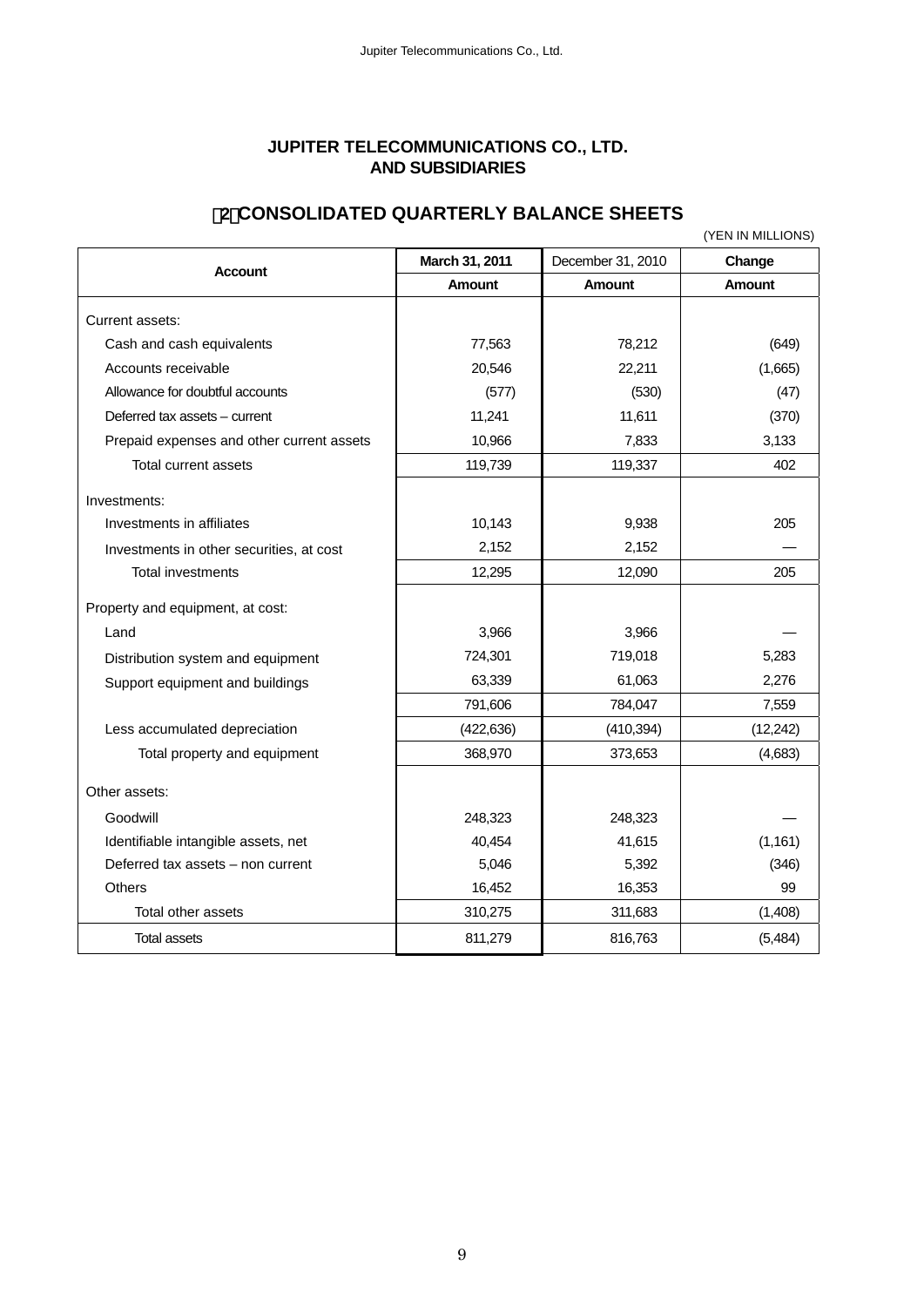# JUPITER TELECOMMUNICATIONS CO., LTD. AND SUBSIDIARIES

## (2) CONSOLIDATED QUARTERLY BALANCE SHEETS

(YEN IN MILLIONS)

| Account | March 31, 2011 | December 31, 2010 | Change |
|---|---|---|---|
| | Amount | Amount | Amount |
| Current assets: | | | |
| Cash and cash equivalents | 77,563 | 78,212 | (649) |
| Accounts receivable | 20,546 | 22,211 | (1,665) |
| Allowance for doubtful accounts | (577) | (530) | (47) |
| Deferred tax assets – current | 11,241 | 11,611 | (370) |
| Prepaid expenses and other current assets | 10,966 | 7,833 | 3,133 |
| Total current assets | 119,739 | 119,337 | 402 |
| Investments: | | | |
| Investments in affiliates | 10,143 | 9,938 | 205 |
| Investments in other securities, at cost | 2,152 | 2,152 | — |
| Total investments | 12,295 | 12,090 | 205 |
| Property and equipment, at cost: | | | |
| Land | 3,966 | 3,966 | — |
| Distribution system and equipment | 724,301 | 719,018 | 5,283 |
| Support equipment and buildings | 63,339 | 61,063 | 2,276 |
| | 791,606 | 784,047 | 7,559 |
| Less accumulated depreciation | (422,636) | (410,394) | (12,242) |
| Total property and equipment | 368,970 | 373,653 | (4,683) |
| Other assets: | | | |
| Goodwill | 248,323 | 248,323 | — |
| Identifiable intangible assets, net | 40,454 | 41,615 | (1,161) |
| Deferred tax assets – non current | 5,046 | 5,392 | (346) |
| Others | 16,452 | 16,353 | 99 |
| Total other assets | 310,275 | 311,683 | (1,408) |
| Total assets | 811,279 | 816,763 | (5,484) |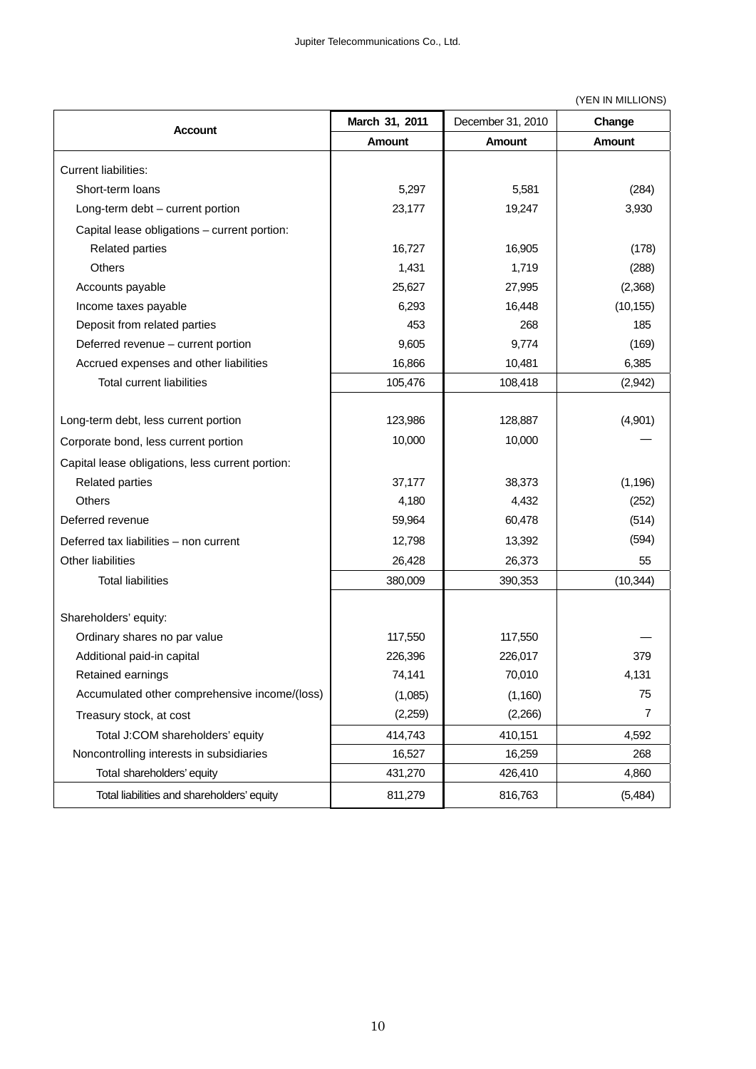(YEN IN MILLIONS)

| Account | March 31, 2011 | December 31, 2010 | Change |
|---|---|---|---|
| | Amount | Amount | Amount |
| Current liabilities: | | | |
| Short-term loans | 5,297 | 5,581 | (284) |
| Long-term debt – current portion | 23,177 | 19,247 | 3,930 |
| Capital lease obligations – current portion: | | | |
| Related parties | 16,727 | 16,905 | (178) |
| Others | 1,431 | 1,719 | (288) |
| Accounts payable | 25,627 | 27,995 | (2,368) |
| Income taxes payable | 6,293 | 16,448 | (10,155) |
| Deposit from related parties | 453 | 268 | 185 |
| Deferred revenue – current portion | 9,605 | 9,774 | (169) |
| Accrued expenses and other liabilities | 16,866 | 10,481 | 6,385 |
| Total current liabilities | 105,476 | 108,418 | (2,942) |
| Long-term debt, less current portion | 123,986 | 128,887 | (4,901) |
| Corporate bond, less current portion | 10,000 | 10,000 | — |
| Capital lease obligations, less current portion: | | | |
| Related parties | 37,177 | 38,373 | (1,196) |
| Others | 4,180 | 4,432 | (252) |
| Deferred revenue | 59,964 | 60,478 | (514) |
| Deferred tax liabilities – non current | 12,798 | 13,392 | (594) |
| Other liabilities | 26,428 | 26,373 | 55 |
| Total liabilities | 380,009 | 390,353 | (10,344) |
| Shareholders' equity: | | | |
| Ordinary shares no par value | 117,550 | 117,550 | — |
| Additional paid-in capital | 226,396 | 226,017 | 379 |
| Retained earnings | 74,141 | 70,010 | 4,131 |
| Accumulated other comprehensive income/(loss) | (1,085) | (1,160) | 75 |
| Treasury stock, at cost | (2,259) | (2,266) | 7 |
| Total J:COM shareholders' equity | 414,743 | 410,151 | 4,592 |
| Noncontrolling interests in subsidiaries | 16,527 | 16,259 | 268 |
| Total shareholders' equity | 431,270 | 426,410 | 4,860 |
| Total liabilities and shareholders' equity | 811,279 | 816,763 | (5,484) |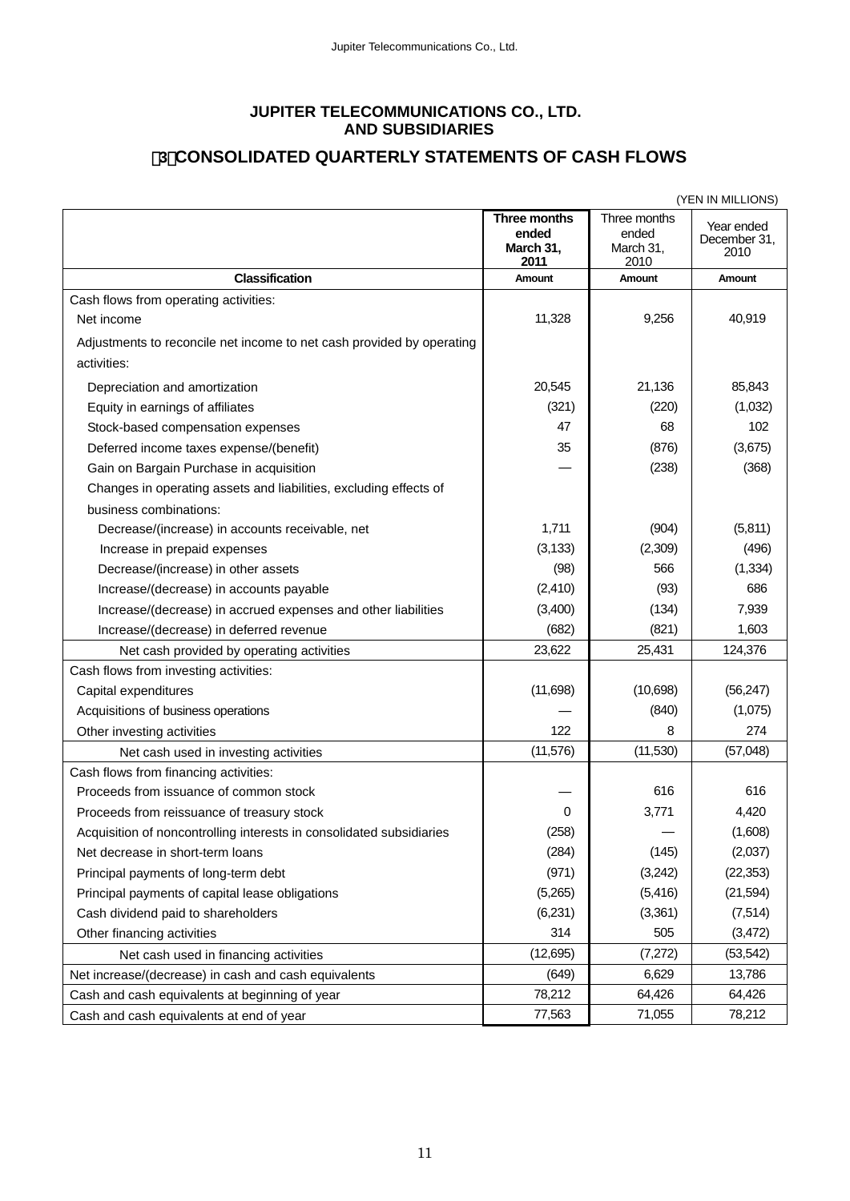# JUPITER TELECOMMUNICATIONS CO., LTD. AND SUBSIDIARIES

## (3) CONSOLIDATED QUARTERLY STATEMENTS OF CASH FLOWS

(YEN IN MILLIONS)

| Classification | Three months ended March 31, 2011<br>Amount | Three months ended March 31, 2010<br>Amount | Year ended December 31, 2010<br>Amount |
|---|---|---|---|
| Cash flows from operating activities: | | | |
| Net income | 11,328 | 9,256 | 40,919 |
| Adjustments to reconcile net income to net cash provided by operating activities: | | | |
| Depreciation and amortization | 20,545 | 21,136 | 85,843 |
| Equity in earnings of affiliates | (321) | (220) | (1,032) |
| Stock-based compensation expenses | 47 | 68 | 102 |
| Deferred income taxes expense/(benefit) | 35 | (876) | (3,675) |
| Gain on Bargain Purchase in acquisition | — | (238) | (368) |
| Changes in operating assets and liabilities, excluding effects of business combinations: | | | |
| Decrease/(increase) in accounts receivable, net | 1,711 | (904) | (5,811) |
| Increase in prepaid expenses | (3,133) | (2,309) | (496) |
| Decrease/(increase) in other assets | (98) | 566 | (1,334) |
| Increase/(decrease) in accounts payable | (2,410) | (93) | 686 |
| Increase/(decrease) in accrued expenses and other liabilities | (3,400) | (134) | 7,939 |
| Increase/(decrease) in deferred revenue | (682) | (821) | 1,603 |
| Net cash provided by operating activities | 23,622 | 25,431 | 124,376 |
| Cash flows from investing activities: | | | |
| Capital expenditures | (11,698) | (10,698) | (56,247) |
| Acquisitions of business operations | — | (840) | (1,075) |
| Other investing activities | 122 | 8 | 274 |
| Net cash used in investing activities | (11,576) | (11,530) | (57,048) |
| Cash flows from financing activities: | | | |
| Proceeds from issuance of common stock | — | 616 | 616 |
| Proceeds from reissuance of treasury stock | 0 | 3,771 | 4,420 |
| Acquisition of noncontrolling interests in consolidated subsidiaries | (258) | — | (1,608) |
| Net decrease in short-term loans | (284) | (145) | (2,037) |
| Principal payments of long-term debt | (971) | (3,242) | (22,353) |
| Principal payments of capital lease obligations | (5,265) | (5,416) | (21,594) |
| Cash dividend paid to shareholders | (6,231) | (3,361) | (7,514) |
| Other financing activities | 314 | 505 | (3,472) |
| Net cash used in financing activities | (12,695) | (7,272) | (53,542) |
| Net increase/(decrease) in cash and cash equivalents | (649) | 6,629 | 13,786 |
| Cash and cash equivalents at beginning of year | 78,212 | 64,426 | 64,426 |
| Cash and cash equivalents at end of year | 77,563 | 71,055 | 78,212 |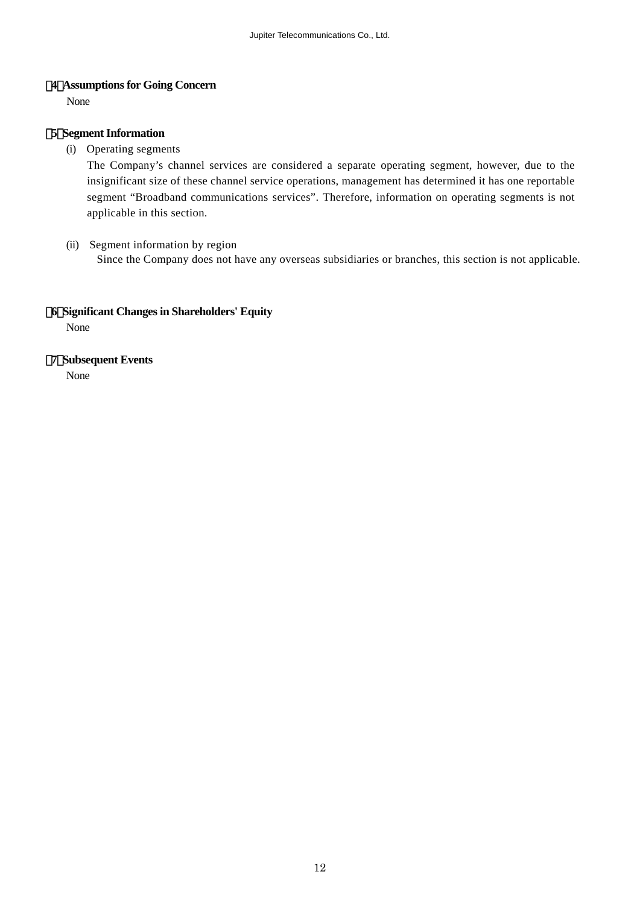## (4) Assumptions for Going Concern

None

## (5) Segment Information

(i) Operating segments

The Company's channel services are considered a separate operating segment, however, due to the insignificant size of these channel service operations, management has determined it has one reportable segment "Broadband communications services". Therefore, information on operating segments is not applicable in this section.

(ii) Segment information by region

Since the Company does not have any overseas subsidiaries or branches, this section is not applicable.

## (6) Significant Changes in Shareholders' Equity

None

## (7) Subsequent Events

None